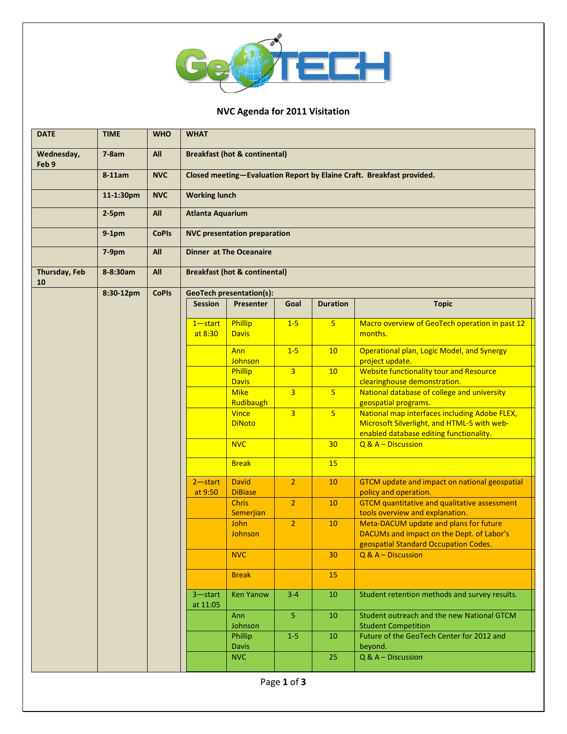GeoTECH

## NVC Agenda for 2011 Visitation

| DATE | TIME | WHO | WHAT | | | | |
|---|---|---|---|---|---|---|---|
| Wednesday, Feb 9 | 7-8am | All | Breakfast (hot & continental) | | | | |
| | 8-11am | NVC | Closed meeting—Evaluation Report by Elaine Craft. Breakfast provided. | | | | |
| | 11-1:30pm | NVC | Working lunch | | | | |
| | 2-5pm | All | Atlanta Aquarium | | | | |
| | 9-1pm | CoPIs | NVC presentation preparation | | | | |
| | 7-9pm | All | Dinner at The Oceanaire | | | | |
| Thursday, Feb 10 | 8-8:30am | All | Breakfast (hot & continental) | | | | |
| | 8:30-12pm | CoPIs | GeoTech presentation(s): | | | | |
| | | | **Session** | **Presenter** | **Goal** | **Duration** | **Topic** |
| | | | 1—start at 8:30 | Phillip Davis | 1-5 | 5 | Macro overview of GeoTech operation in past 12 months. |
| | | | | Ann Johnson | 1-5 | 10 | Operational plan, Logic Model, and Synergy project update. |
| | | | | Phillip Davis | 3 | 10 | Website functionality tour and Resource clearinghouse demonstration. |
| | | | | Mike Rudibaugh | 3 | 5 | National database of college and university geospatial programs. |
| | | | | Vince DiNoto | 3 | 5 | National map interfaces including Adobe FLEX, Microsoft Silverlight, and HTML-5 with web-enabled database editing functionality. |
| | | | | NVC | | 30 | Q & A – Discussion |
| | | | | Break | | 15 | |
| | | | 2—start at 9:50 | David DiBiase | 2 | 10 | GTCM update and impact on national geospatial policy and operation. |
| | | | | Chris Semerjian | 2 | 10 | GTCM quantitative and qualitative assessment tools overview and explanation. |
| | | | | John Johnson | 2 | 10 | Meta-DACUM update and plans for future DACUMs and impact on the Dept. of Labor's geospatial Standard Occupation Codes. |
| | | | | NVC | | 30 | Q & A – Discussion |
| | | | | Break | | 15 | |
| | | | 3—start at 11:05 | Ken Yanow | 3-4 | 10 | Student retention methods and survey results. |
| | | | | Ann Johnson | 5 | 10 | Student outreach and the new National GTCM Student Competition |
| | | | | Phillip Davis | 1-5 | 10 | Future of the GeoTech Center for 2012 and beyond. |
| | | | | NVC | | 25 | Q & A – Discussion |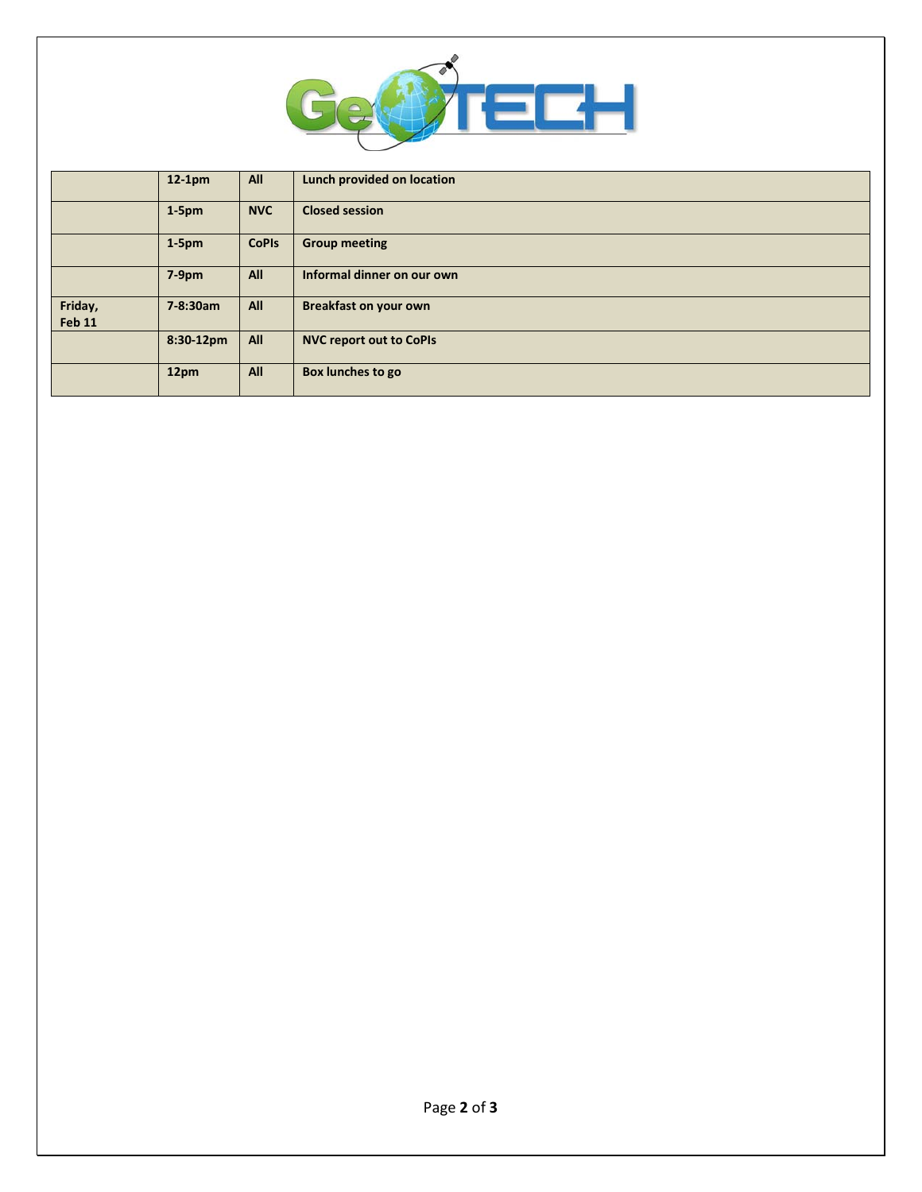| | | | |
|---|---|---|---|
| | **12-1pm** | **All** | **Lunch provided on location** |
| | **1-5pm** | **NVC** | **Closed session** |
| | **1-5pm** | **CoPIs** | **Group meeting** |
| | **7-9pm** | **All** | **Informal dinner on our own** |
| **Friday, Feb 11** | **7-8:30am** | **All** | **Breakfast on your own** |
| | **8:30-12pm** | **All** | **NVC report out to CoPIs** |
| | **12pm** | **All** | **Box lunches to go** |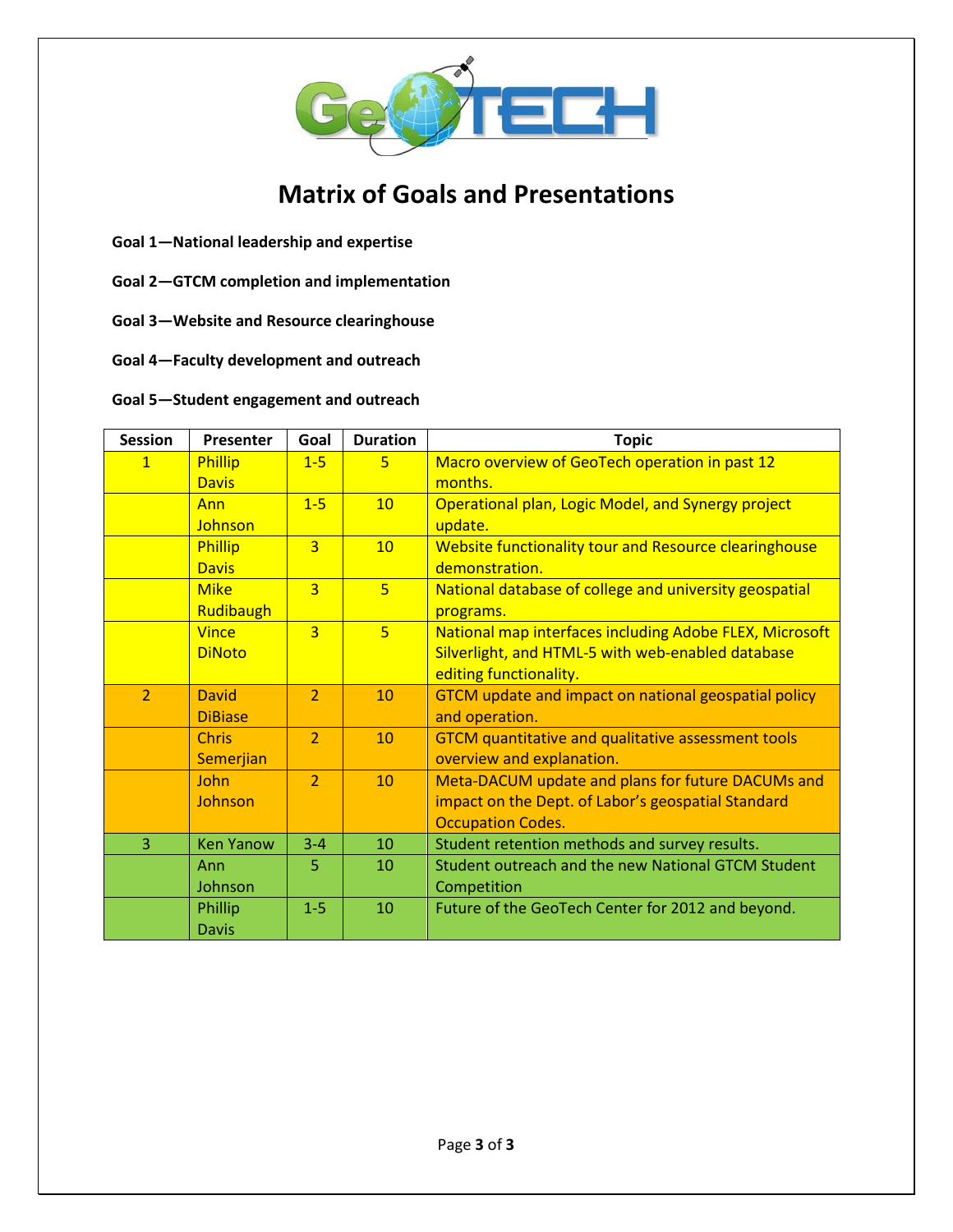# Matrix of Goals and Presentations

**Goal 1—National leadership and expertise**

**Goal 2—GTCM completion and implementation**

**Goal 3—Website and Resource clearinghouse**

**Goal 4—Faculty development and outreach**

**Goal 5—Student engagement and outreach**

| Session | Presenter | Goal | Duration | Topic |
|---|---|---|---|---|
| 1 | Phillip Davis | 1-5 | 5 | Macro overview of GeoTech operation in past 12 months. |
| | Ann Johnson | 1-5 | 10 | Operational plan, Logic Model, and Synergy project update. |
| | Phillip Davis | 3 | 10 | Website functionality tour and Resource clearinghouse demonstration. |
| | Mike Rudibaugh | 3 | 5 | National database of college and university geospatial programs. |
| | Vince DiNoto | 3 | 5 | National map interfaces including Adobe FLEX, Microsoft Silverlight, and HTML-5 with web-enabled database editing functionality. |
| 2 | David DiBiase | 2 | 10 | GTCM update and impact on national geospatial policy and operation. |
| | Chris Semerjian | 2 | 10 | GTCM quantitative and qualitative assessment tools overview and explanation. |
| | John Johnson | 2 | 10 | Meta-DACUM update and plans for future DACUMs and impact on the Dept. of Labor's geospatial Standard Occupation Codes. |
| 3 | Ken Yanow | 3-4 | 10 | Student retention methods and survey results. |
| | Ann Johnson | 5 | 10 | Student outreach and the new National GTCM Student Competition |
| | Phillip Davis | 1-5 | 10 | Future of the GeoTech Center for 2012 and beyond. |